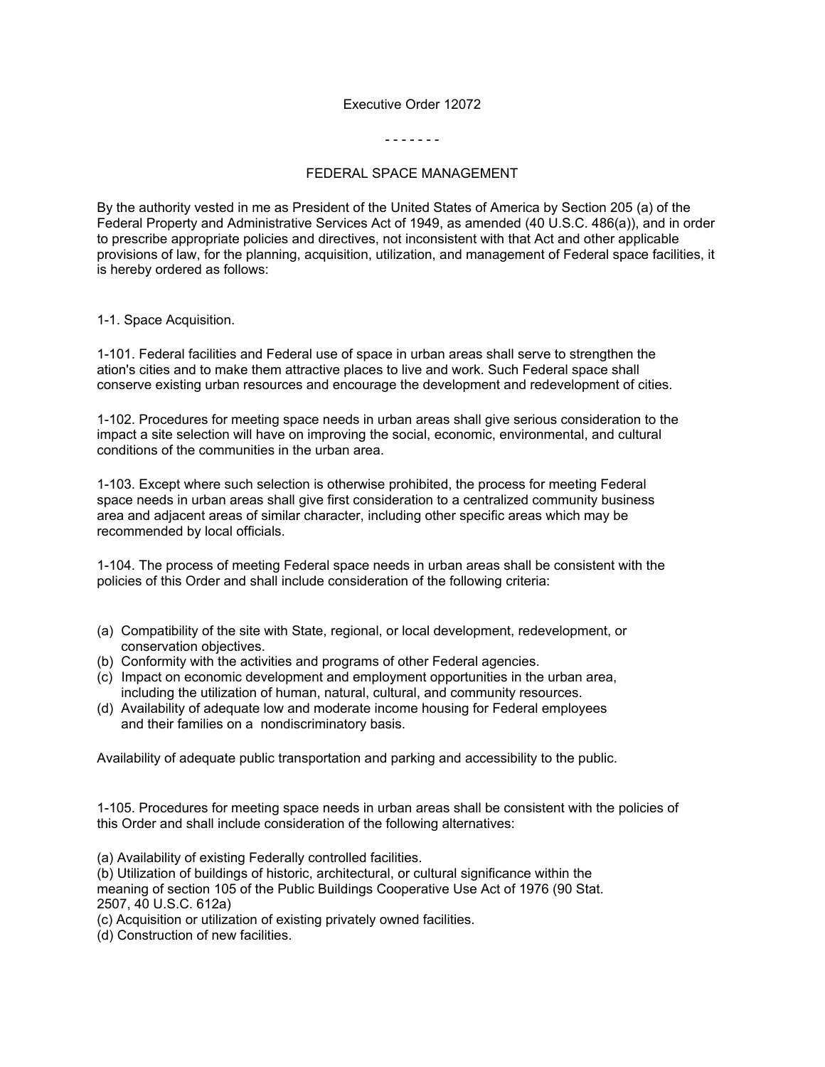# Executive Order 12072

\- - - - - - -

## FEDERAL SPACE MANAGEMENT

By the authority vested in me as President of the United States of America by Section 205 (a) of the Federal Property and Administrative Services Act of 1949, as amended (40 U.S.C. 486(a)), and in order to prescribe appropriate policies and directives, not inconsistent with that Act and other applicable provisions of law, for the planning, acquisition, utilization, and management of Federal space facilities, it is hereby ordered as follows:

1-1. Space Acquisition.

1-101. Federal facilities and Federal use of space in urban areas shall serve to strengthen the ation's cities and to make them attractive places to live and work. Such Federal space shall conserve existing urban resources and encourage the development and redevelopment of cities.

1-102. Procedures for meeting space needs in urban areas shall give serious consideration to the impact a site selection will have on improving the social, economic, environmental, and cultural conditions of the communities in the urban area.

1-103. Except where such selection is otherwise prohibited, the process for meeting Federal space needs in urban areas shall give first consideration to a centralized community business area and adjacent areas of similar character, including other specific areas which may be recommended by local officials.

1-104. The process of meeting Federal space needs in urban areas shall be consistent with the policies of this Order and shall include consideration of the following criteria:

(a) Compatibility of the site with State, regional, or local development, redevelopment, or conservation objectives.
(b) Conformity with the activities and programs of other Federal agencies.
(c) Impact on economic development and employment opportunities in the urban area, including the utilization of human, natural, cultural, and community resources.
(d) Availability of adequate low and moderate income housing for Federal employees and their families on a nondiscriminatory basis.

Availability of adequate public transportation and parking and accessibility to the public.

1-105. Procedures for meeting space needs in urban areas shall be consistent with the policies of this Order and shall include consideration of the following alternatives:

(a) Availability of existing Federally controlled facilities.
(b) Utilization of buildings of historic, architectural, or cultural significance within the meaning of section 105 of the Public Buildings Cooperative Use Act of 1976 (90 Stat. 2507, 40 U.S.C. 612a)
(c) Acquisition or utilization of existing privately owned facilities.
(d) Construction of new facilities.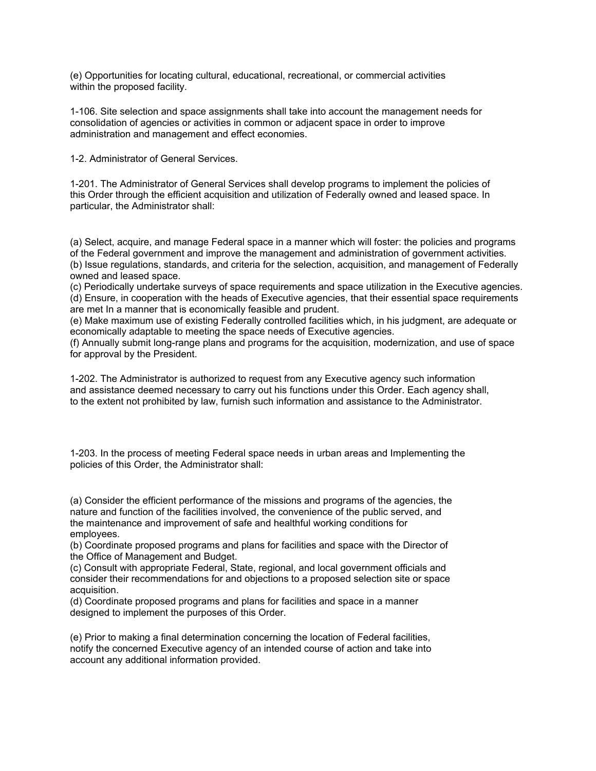(e) Opportunities for locating cultural, educational, recreational, or commercial activities within the proposed facility.

1-106. Site selection and space assignments shall take into account the management needs for consolidation of agencies or activities in common or adjacent space in order to improve administration and management and effect economies.

1-2. Administrator of General Services.

1-201. The Administrator of General Services shall develop programs to implement the policies of this Order through the efficient acquisition and utilization of Federally owned and leased space. In particular, the Administrator shall:

(a) Select, acquire, and manage Federal space in a manner which will foster: the policies and programs of the Federal government and improve the management and administration of government activities.
(b) Issue regulations, standards, and criteria for the selection, acquisition, and management of Federally owned and leased space.
(c) Periodically undertake surveys of space requirements and space utilization in the Executive agencies.
(d) Ensure, in cooperation with the heads of Executive agencies, that their essential space requirements are met In a manner that is economically feasible and prudent.
(e) Make maximum use of existing Federally controlled facilities which, in his judgment, are adequate or economically adaptable to meeting the space needs of Executive agencies.
(f) Annually submit long-range plans and programs for the acquisition, modernization, and use of space for approval by the President.

1-202. The Administrator is authorized to request from any Executive agency such information and assistance deemed necessary to carry out his functions under this Order. Each agency shall, to the extent not prohibited by law, furnish such information and assistance to the Administrator.

1-203. In the process of meeting Federal space needs in urban areas and Implementing the policies of this Order, the Administrator shall:

(a) Consider the efficient performance of the missions and programs of the agencies, the nature and function of the facilities involved, the convenience of the public served, and the maintenance and improvement of safe and healthful working conditions for employees.
(b) Coordinate proposed programs and plans for facilities and space with the Director of the Office of Management and Budget.
(c) Consult with appropriate Federal, State, regional, and local government officials and consider their recommendations for and objections to a proposed selection site or space acquisition.
(d) Coordinate proposed programs and plans for facilities and space in a manner designed to implement the purposes of this Order.

(e) Prior to making a final determination concerning the location of Federal facilities, notify the concerned Executive agency of an intended course of action and take into account any additional information provided.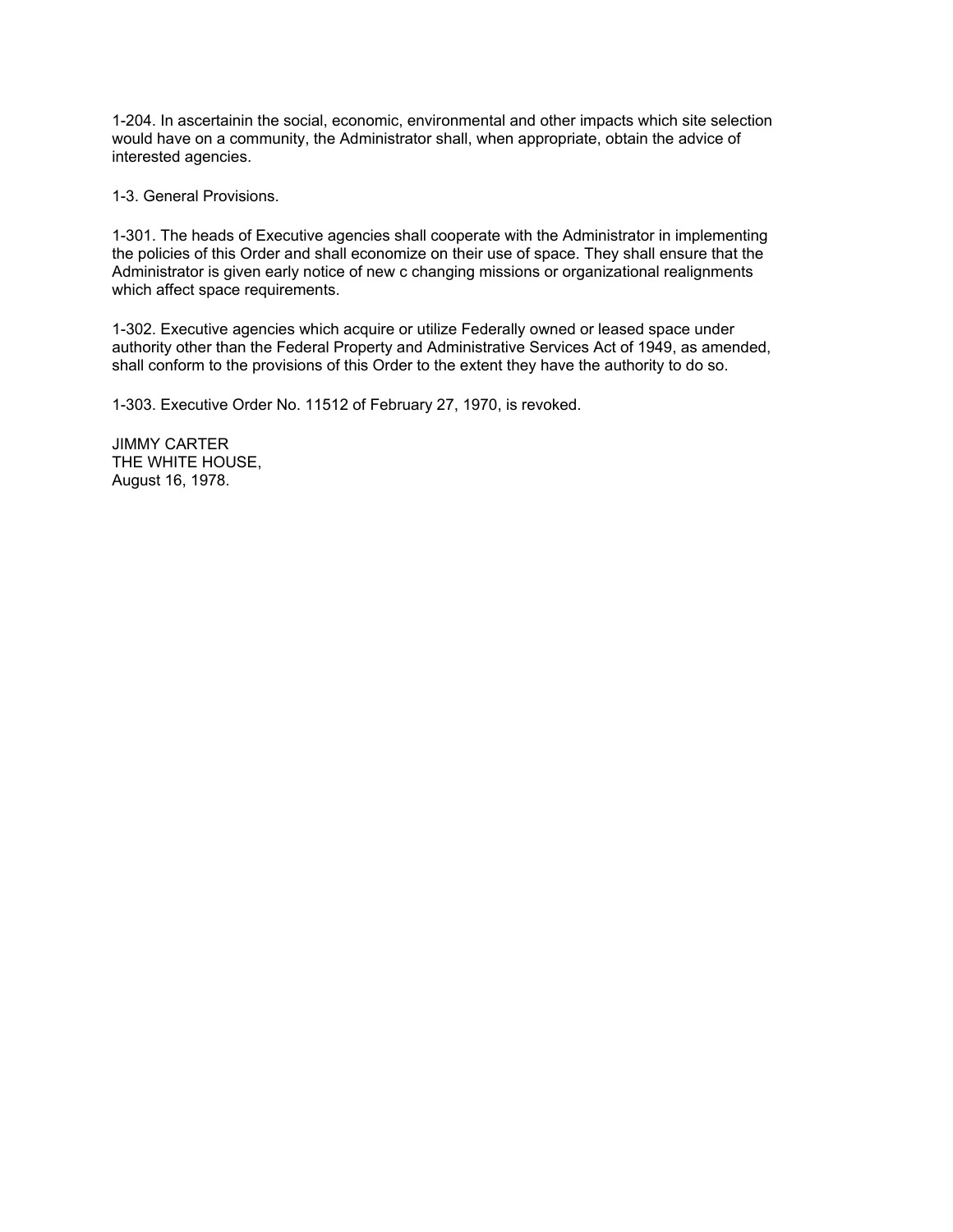1-204. In ascertainin the social, economic, environmental and other impacts which site selection would have on a community, the Administrator shall, when appropriate, obtain the advice of interested agencies.

1-3. General Provisions.

1-301. The heads of Executive agencies shall cooperate with the Administrator in implementing the policies of this Order and shall economize on their use of space. They shall ensure that the Administrator is given early notice of new c changing missions or organizational realignments which affect space requirements.

1-302. Executive agencies which acquire or utilize Federally owned or leased space under authority other than the Federal Property and Administrative Services Act of 1949, as amended, shall conform to the provisions of this Order to the extent they have the authority to do so.

1-303. Executive Order No. 11512 of February 27, 1970, is revoked.

JIMMY CARTER
THE WHITE HOUSE,
August 16, 1978.